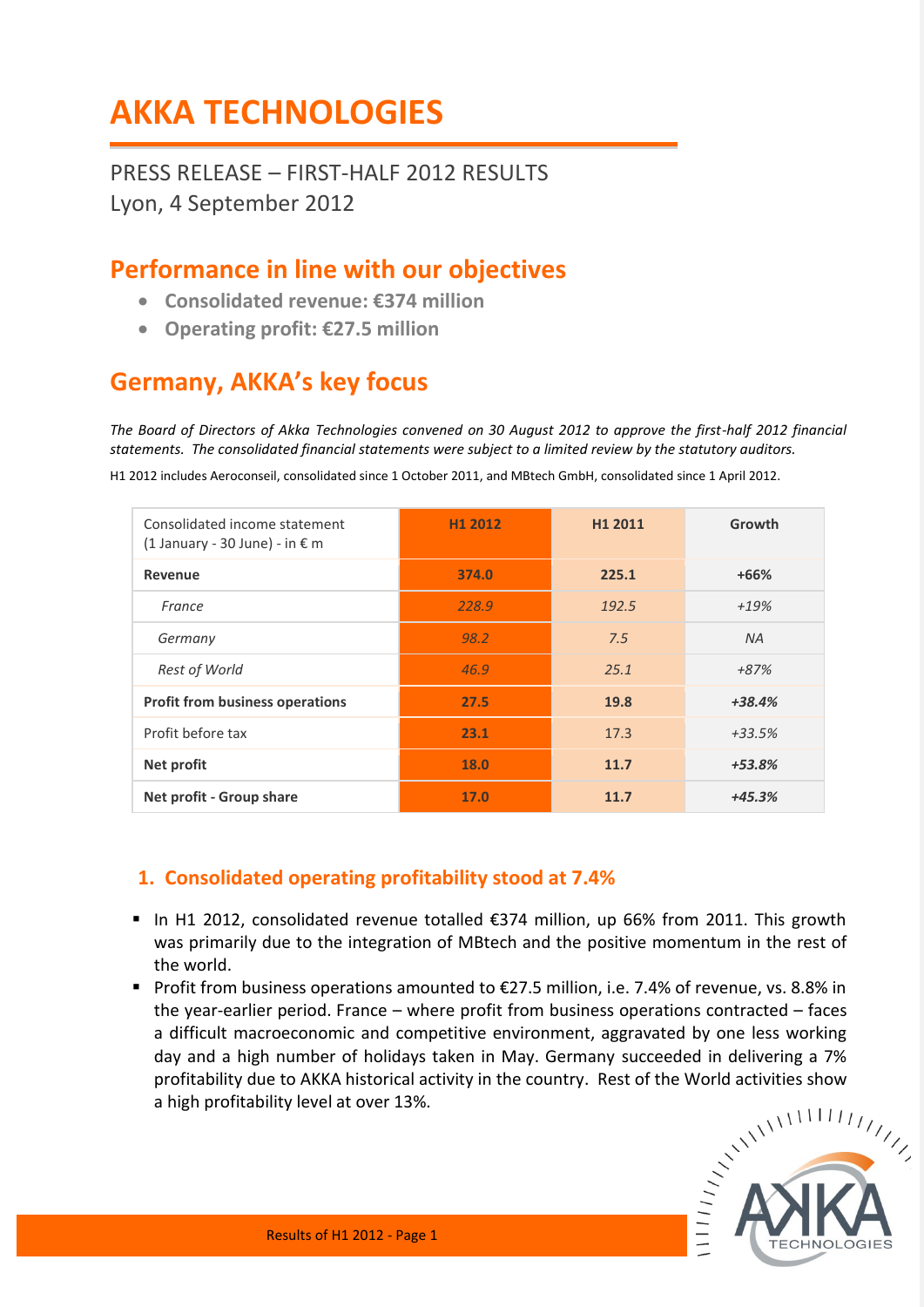# AKKA TECHNOLOGIES

PRESS RELEASE – FIRST-HALF 2012 RESULTS
Lyon, 4 September 2012

## Performance in line with our objectives

- **Consolidated revenue: €374 million**
- **Operating profit: €27.5 million**

## Germany, AKKA's key focus

*The Board of Directors of Akka Technologies convened on 30 August 2012 to approve the first-half 2012 financial statements. The consolidated financial statements were subject to a limited review by the statutory auditors.*

H1 2012 includes Aeroconseil, consolidated since 1 October 2011, and MBtech GmbH, consolidated since 1 April 2012.

| Consolidated income statement (1 January - 30 June) - in € m | H1 2012 | H1 2011 | Growth |
|---|---|---|---|
| **Revenue** | **374.0** | **225.1** | **+66%** |
| *France* | *228.9* | *192.5* | *+19%* |
| *Germany* | *98.2* | *7.5* | *NA* |
| *Rest of World* | *46.9* | *25.1* | *+87%* |
| **Profit from business operations** | **27.5** | **19.8** | ***+38.4%*** |
| Profit before tax | **23.1** | 17.3 | *+33.5%* |
| **Net profit** | **18.0** | **11.7** | ***+53.8%*** |
| **Net profit - Group share** | **17.0** | **11.7** | ***+45.3%*** |

### 1. Consolidated operating profitability stood at 7.4%

- In H1 2012, consolidated revenue totalled €374 million, up 66% from 2011. This growth was primarily due to the integration of MBtech and the positive momentum in the rest of the world.
- Profit from business operations amounted to €27.5 million, i.e. 7.4% of revenue, vs. 8.8% in the year-earlier period. France – where profit from business operations contracted – faces a difficult macroeconomic and competitive environment, aggravated by one less working day and a high number of holidays taken in May. Germany succeeded in delivering a 7% profitability due to AKKA historical activity in the country. Rest of the World activities show a high profitability level at over 13%.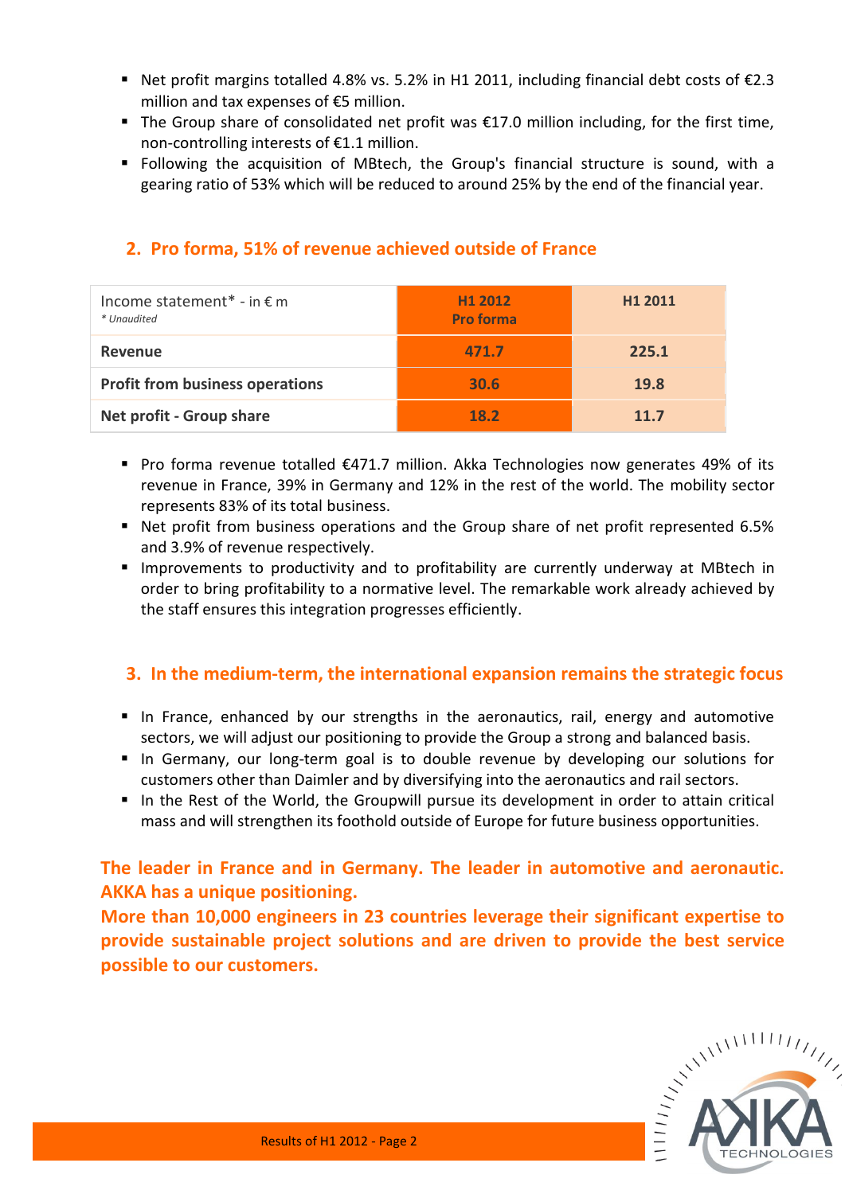- Net profit margins totalled 4.8% vs. 5.2% in H1 2011, including financial debt costs of €2.3 million and tax expenses of €5 million.
- The Group share of consolidated net profit was €17.0 million including, for the first time, non-controlling interests of €1.1 million.
- Following the acquisition of MBtech, the Group's financial structure is sound, with a gearing ratio of 53% which will be reduced to around 25% by the end of the financial year.

## 2. Pro forma, 51% of revenue achieved outside of France

| Income statement* - in € m<br>*\* Unaudited* | H1 2012 Pro forma | H1 2011 |
|---|---|---|
| **Revenue** | **471.7** | **225.1** |
| **Profit from business operations** | **30.6** | **19.8** |
| **Net profit - Group share** | **18.2** | **11.7** |

- Pro forma revenue totalled €471.7 million. Akka Technologies now generates 49% of its revenue in France, 39% in Germany and 12% in the rest of the world. The mobility sector represents 83% of its total business.
- Net profit from business operations and the Group share of net profit represented 6.5% and 3.9% of revenue respectively.
- Improvements to productivity and to profitability are currently underway at MBtech in order to bring profitability to a normative level. The remarkable work already achieved by the staff ensures this integration progresses efficiently.

## 3. In the medium-term, the international expansion remains the strategic focus

- In France, enhanced by our strengths in the aeronautics, rail, energy and automotive sectors, we will adjust our positioning to provide the Group a strong and balanced basis.
- In Germany, our long-term goal is to double revenue by developing our solutions for customers other than Daimler and by diversifying into the aeronautics and rail sectors.
- In the Rest of the World, the Groupwill pursue its development in order to attain critical mass and will strengthen its foothold outside of Europe for future business opportunities.

**The leader in France and in Germany. The leader in automotive and aeronautic. AKKA has a unique positioning.**
**More than 10,000 engineers in 23 countries leverage their significant expertise to provide sustainable project solutions and are driven to provide the best service possible to our customers.**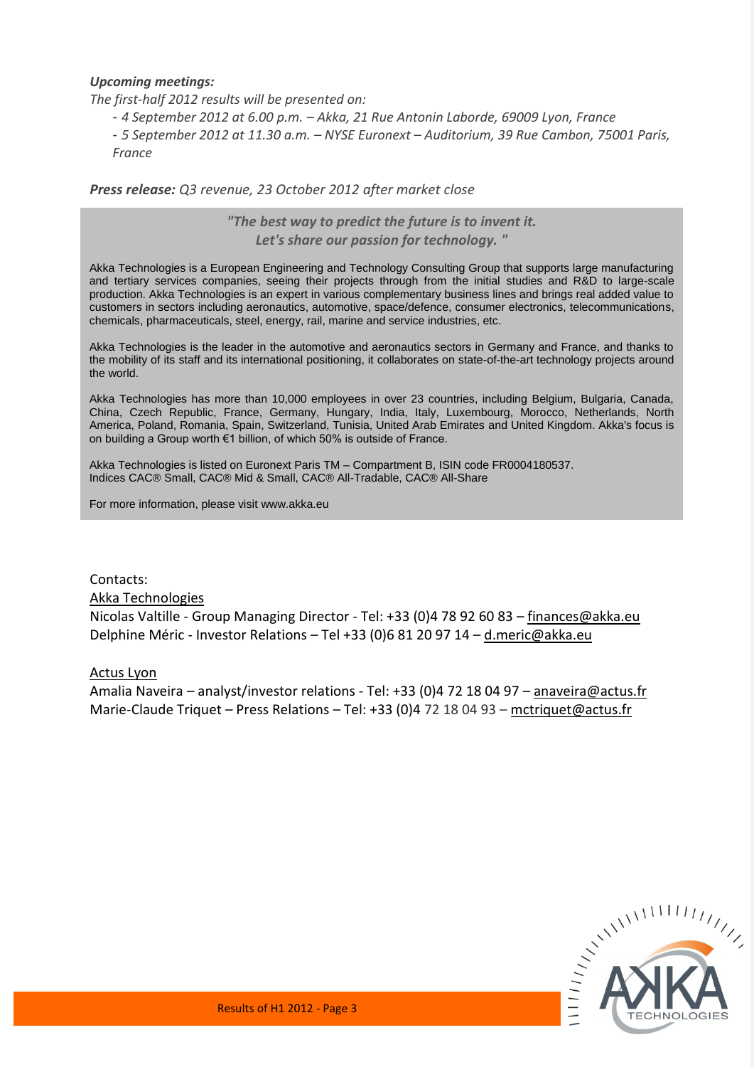***Upcoming meetings:***

*The first-half 2012 results will be presented on:*

- *4 September 2012 at 6.00 p.m. – Akka, 21 Rue Antonin Laborde, 69009 Lyon, France*
- *5 September 2012 at 11.30 a.m. – NYSE Euronext – Auditorium, 39 Rue Cambon, 75001 Paris, France*

***Press release:*** *Q3 revenue, 23 October 2012 after market close*

***"The best way to predict the future is to invent it.***
***Let's share our passion for technology. "***

Akka Technologies is a European Engineering and Technology Consulting Group that supports large manufacturing and tertiary services companies, seeing their projects through from the initial studies and R&D to large-scale production. Akka Technologies is an expert in various complementary business lines and brings real added value to customers in sectors including aeronautics, automotive, space/defence, consumer electronics, telecommunications, chemicals, pharmaceuticals, steel, energy, rail, marine and service industries, etc.

Akka Technologies is the leader in the automotive and aeronautics sectors in Germany and France, and thanks to the mobility of its staff and its international positioning, it collaborates on state-of-the-art technology projects around the world.

Akka Technologies has more than 10,000 employees in over 23 countries, including Belgium, Bulgaria, Canada, China, Czech Republic, France, Germany, Hungary, India, Italy, Luxembourg, Morocco, Netherlands, North America, Poland, Romania, Spain, Switzerland, Tunisia, United Arab Emirates and United Kingdom. Akka's focus is on building a Group worth €1 billion, of which 50% is outside of France.

Akka Technologies is listed on Euronext Paris TM – Compartment B, ISIN code FR0004180537.
Indices CAC® Small, CAC® Mid & Small, CAC® All-Tradable, CAC® All-Share

For more information, please visit www.akka.eu

Contacts:

Akka Technologies
Nicolas Valtille - Group Managing Director - Tel: +33 (0)4 78 92 60 83 – finances@akka.eu
Delphine Méric - Investor Relations – Tel +33 (0)6 81 20 97 14 – d.meric@akka.eu

Actus Lyon
Amalia Naveira – analyst/investor relations - Tel: +33 (0)4 72 18 04 97 – anaveira@actus.fr
Marie-Claude Triquet – Press Relations – Tel: +33 (0)4 72 18 04 93 – mctriquet@actus.fr